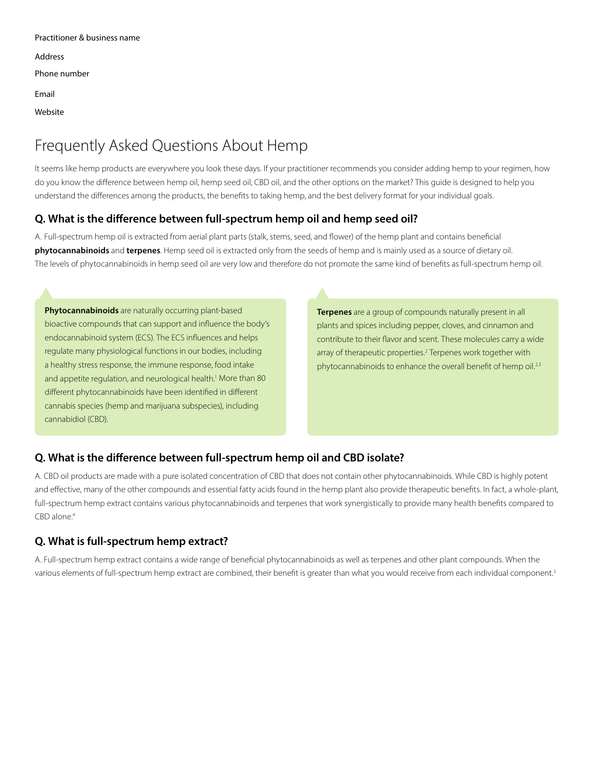Practitioner & business name

Address

Phone number

Email

Website

# Frequently Asked Questions About Hemp

It seems like hemp products are everywhere you look these days. If your practitioner recommends you consider adding hemp to your regimen, how do you know the difference between hemp oil, hemp seed oil, CBD oil, and the other options on the market? This guide is designed to help you understand the differences among the products, the benefits to taking hemp, and the best delivery format for your individual goals.

## Q. What is the difference between full-spectrum hemp oil and hemp seed oil?

A. Full-spectrum hemp oil is extracted from aerial plant parts (stalk, stems, seed, and flower) of the hemp plant and contains beneficial **phytocannabinoids** and **terpenes**. Hemp seed oil is extracted only from the seeds of hemp and is mainly used as a source of dietary oil. The levels of phytocannabinoids in hemp seed oil are very low and therefore do not promote the same kind of benefits as full-spectrum hemp oil.

**Phytocannabinoids** are naturally occurring plant-based bioactive compounds that can support and influence the body's endocannabinoid system (ECS). The ECS influences and helps regulate many physiological functions in our bodies, including a healthy stress response, the immune response, food intake and appetite regulation, and neurological health.[1] More than 80 different phytocannabinoids have been identified in different cannabis species (hemp and marijuana subspecies), including cannabidiol (CBD).

**Terpenes** are a group of compounds naturally present in all plants and spices including pepper, cloves, and cinnamon and contribute to their flavor and scent. These molecules carry a wide array of therapeutic properties.[2] Terpenes work together with phytocannabinoids to enhance the overall benefit of hemp oil.[2,3]

## Q. What is the difference between full-spectrum hemp oil and CBD isolate?

A. CBD oil products are made with a pure isolated concentration of CBD that does not contain other phytocannabinoids. While CBD is highly potent and effective, many of the other compounds and essential fatty acids found in the hemp plant also provide therapeutic benefits. In fact, a whole-plant, full-spectrum hemp extract contains various phytocannabinoids and terpenes that work synergistically to provide many health benefits compared to CBD alone.[4]

## Q. What is full-spectrum hemp extract?

A. Full-spectrum hemp extract contains a wide range of beneficial phytocannabinoids as well as terpenes and other plant compounds. When the various elements of full-spectrum hemp extract are combined, their benefit is greater than what you would receive from each individual component.[3]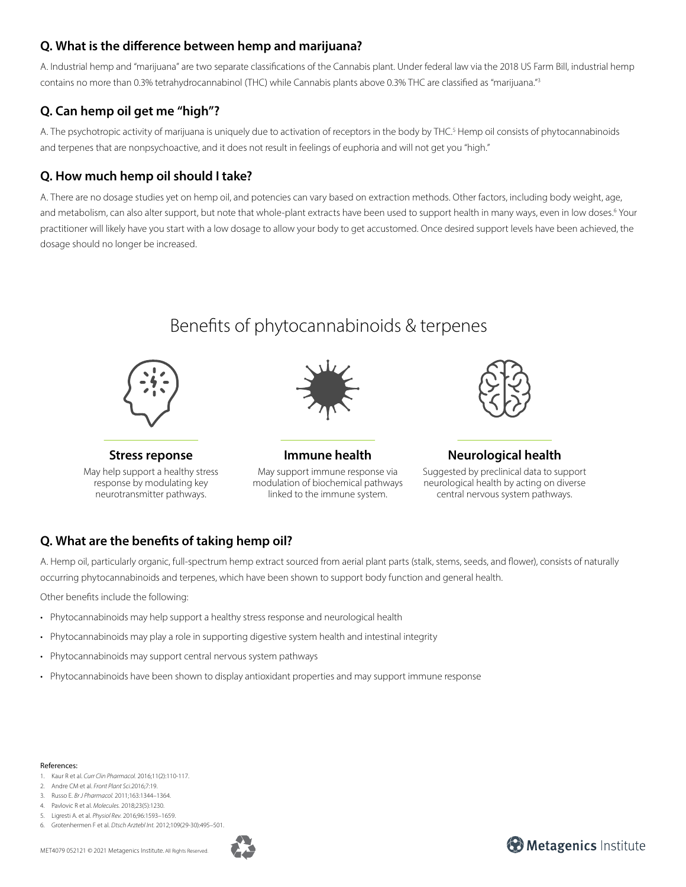## Q. What is the difference between hemp and marijuana?

A. Industrial hemp and "marijuana" are two separate classifications of the Cannabis plant. Under federal law via the 2018 US Farm Bill, industrial hemp contains no more than 0.3% tetrahydrocannabinol (THC) while Cannabis plants above 0.3% THC are classified as "marijuana."[3]

## Q. Can hemp oil get me "high"?

A. The psychotropic activity of marijuana is uniquely due to activation of receptors in the body by THC.[5] Hemp oil consists of phytocannabinoids and terpenes that are nonpsychoactive, and it does not result in feelings of euphoria and will not get you "high."

## Q. How much hemp oil should I take?

A. There are no dosage studies yet on hemp oil, and potencies can vary based on extraction methods. Other factors, including body weight, age, and metabolism, can also alter support, but note that whole-plant extracts have been used to support health in many ways, even in low doses.[6] Your practitioner will likely have you start with a low dosage to allow your body to get accustomed. Once desired support levels have been achieved, the dosage should no longer be increased.

# Benefits of phytocannabinoids & terpenes

### Stress reponse

May help support a healthy stress response by modulating key neurotransmitter pathways.

### Immune health

May support immune response via modulation of biochemical pathways linked to the immune system.

### Neurological health

Suggested by preclinical data to support neurological health by acting on diverse central nervous system pathways.

## Q. What are the benefits of taking hemp oil?

A. Hemp oil, particularly organic, full-spectrum hemp extract sourced from aerial plant parts (stalk, stems, seeds, and flower), consists of naturally occurring phytocannabinoids and terpenes, which have been shown to support body function and general health.

Other benefits include the following:

- Phytocannabinoids may help support a healthy stress response and neurological health
- Phytocannabinoids may play a role in supporting digestive system health and intestinal integrity
- Phytocannabinoids may support central nervous system pathways
- Phytocannabinoids have been shown to display antioxidant properties and may support immune response

References:

1. Kaur R et al. *Curr Clin Pharmacol.* 2016;11(2):110-117.
2. Andre CM et al. *Front Plant Sci.* 2016;7:19.
3. Russo E. *Br J Pharmacol.* 2011;163:1344–1364.
4. Pavlovic R et al. *Molecules.* 2018;23(5):1230.
5. Ligresti A. et al. *Physiol Rev.* 2016;96:1593–1659.
6. Grotenhermen F et al. *Dtsch Arztebl Int.* 2012;109(29-30):495–501.

MET4079 052121 © 2021 Metagenics Institute. All Rights Reserved.

Metagenics Institute